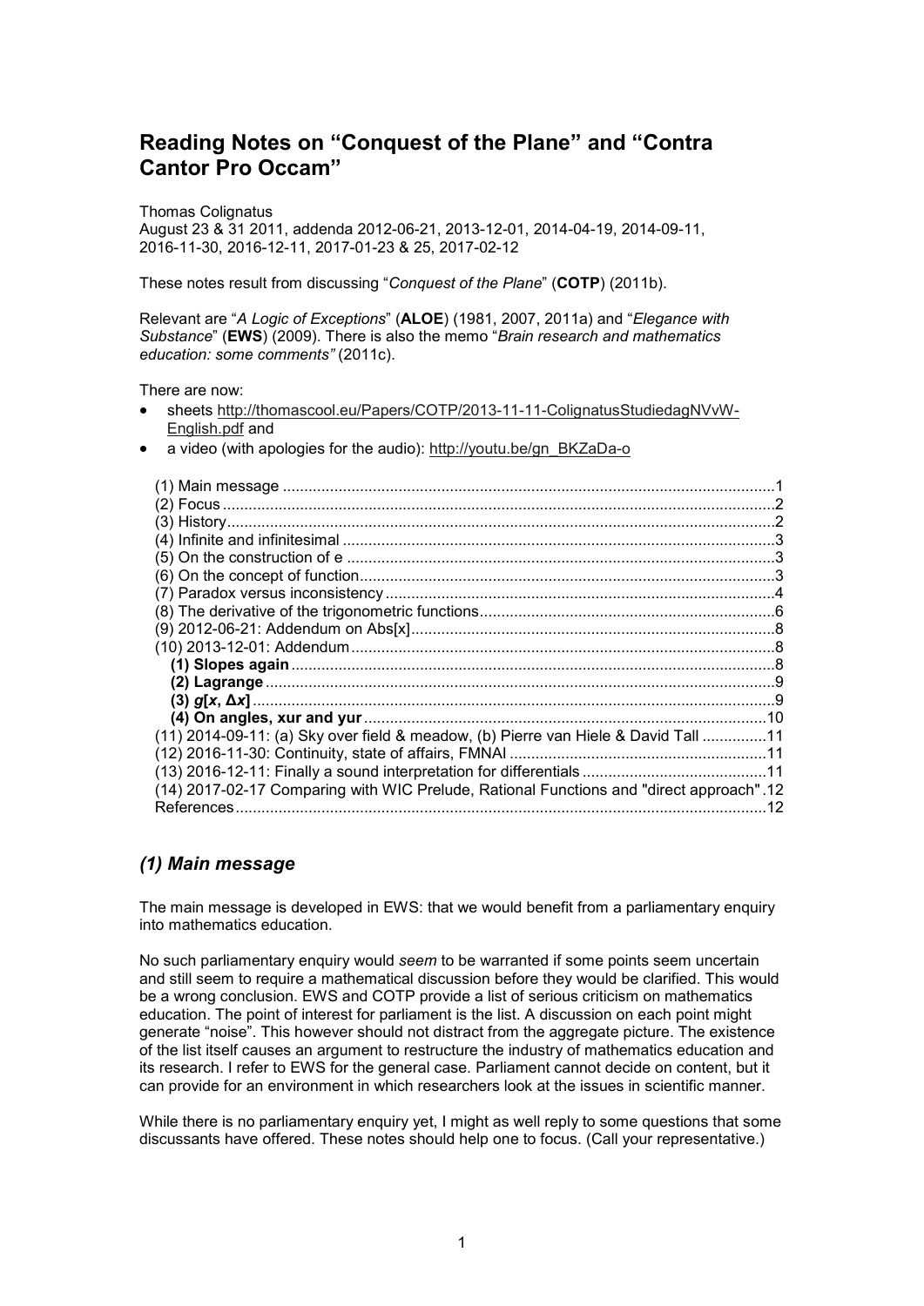# Reading Notes on "Conquest of the Plane" and "Contra Cantor Pro Occam"

Thomas Colignatus
August 23 & 31 2011, addenda 2012-06-21, 2013-12-01, 2014-04-19, 2014-09-11, 2016-11-30, 2016-12-11, 2017-01-23 & 25, 2017-02-12

These notes result from discussing "*Conquest of the Plane*" (**COTP**) (2011b).

Relevant are "*A Logic of Exceptions*" (**ALOE**) (1981, 2007, 2011a) and "*Elegance with Substance*" (**EWS**) (2009). There is also the memo "*Brain research and mathematics education: some comments"* (2011c).

There are now:

- sheets http://thomascool.eu/Papers/COTP/2013-11-11-ColignatusStudiedagNVvW-English.pdf and
- a video (with apologies for the audio): http://youtu.be/gn_BKZaDa-o

(1) Main message ....1
(2) Focus ....2
(3) History ....2
(4) Infinite and infinitesimal ....3
(5) On the construction of e ....3
(6) On the concept of function ....3
(7) Paradox versus inconsistency ....4
(8) The derivative of the trigonometric functions ....6
(9) 2012-06-21: Addendum on Abs[x] ....8
(10) 2013-12-01: Addendum ....8
**(1) Slopes again** ....8
**(2) Lagrange** ....9
**(3) *g*[*x*, Δ*x*]** ....9
**(4) On angles, xur and yur** ....10
(11) 2014-09-11: (a) Sky over field & meadow, (b) Pierre van Hiele & David Tall ....11
(12) 2016-11-30: Continuity, state of affairs, FMNAI ....11
(13) 2016-12-11: Finally a sound interpretation for differentials ....11
(14) 2017-02-17 Comparing with WIC Prelude, Rational Functions and "direct approach" .12
References ....12

## *(1) Main message*

The main message is developed in EWS: that we would benefit from a parliamentary enquiry into mathematics education.

No such parliamentary enquiry would *seem* to be warranted if some points seem uncertain and still seem to require a mathematical discussion before they would be clarified. This would be a wrong conclusion. EWS and COTP provide a list of serious criticism on mathematics education. The point of interest for parliament is the list. A discussion on each point might generate "noise". This however should not distract from the aggregate picture. The existence of the list itself causes an argument to restructure the industry of mathematics education and its research. I refer to EWS for the general case. Parliament cannot decide on content, but it can provide for an environment in which researchers look at the issues in scientific manner.

While there is no parliamentary enquiry yet, I might as well reply to some questions that some discussants have offered. These notes should help one to focus. (Call your representative.)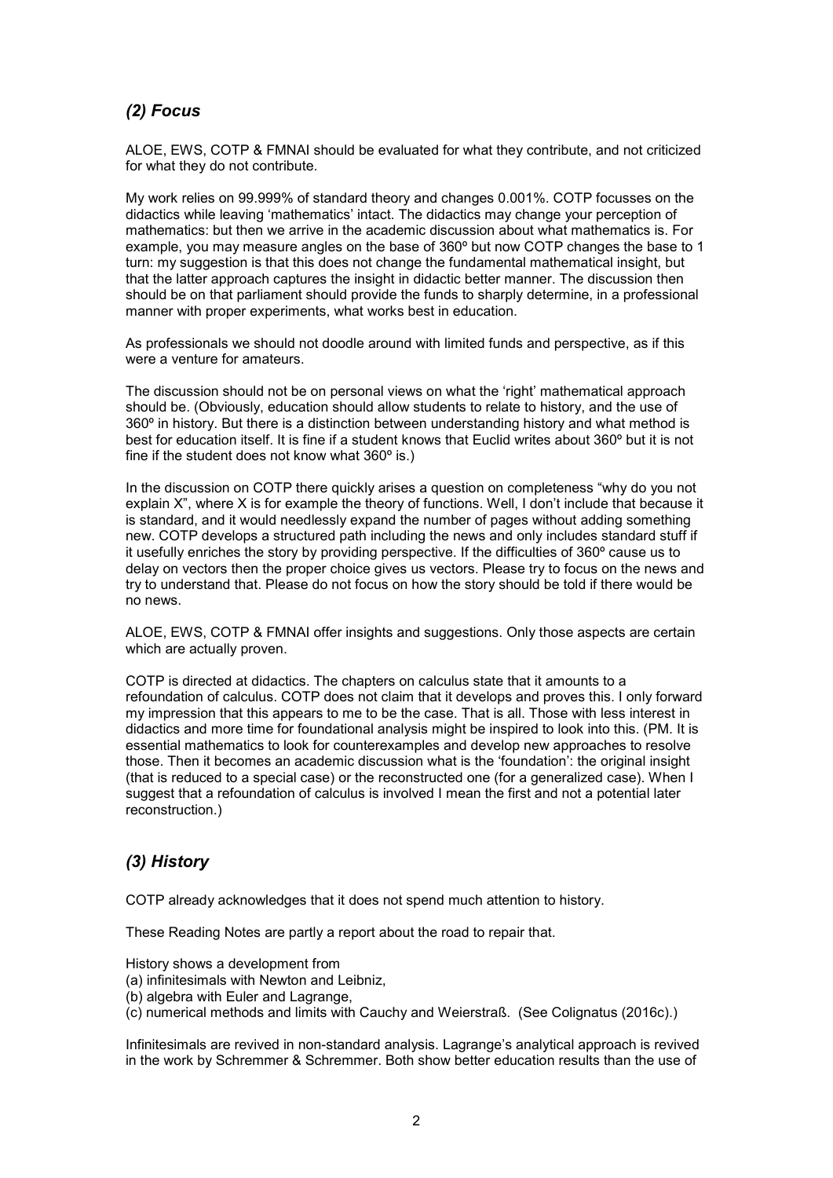## *(2) Focus*

ALOE, EWS, COTP & FMNAI should be evaluated for what they contribute, and not criticized for what they do not contribute.

My work relies on 99.999% of standard theory and changes 0.001%. COTP focusses on the didactics while leaving 'mathematics' intact. The didactics may change your perception of mathematics: but then we arrive in the academic discussion about what mathematics is. For example, you may measure angles on the base of 360º but now COTP changes the base to 1 turn: my suggestion is that this does not change the fundamental mathematical insight, but that the latter approach captures the insight in didactic better manner. The discussion then should be on that parliament should provide the funds to sharply determine, in a professional manner with proper experiments, what works best in education.

As professionals we should not doodle around with limited funds and perspective, as if this were a venture for amateurs.

The discussion should not be on personal views on what the 'right' mathematical approach should be. (Obviously, education should allow students to relate to history, and the use of 360º in history. But there is a distinction between understanding history and what method is best for education itself. It is fine if a student knows that Euclid writes about 360º but it is not fine if the student does not know what 360º is.)

In the discussion on COTP there quickly arises a question on completeness "why do you not explain X", where X is for example the theory of functions. Well, I don't include that because it is standard, and it would needlessly expand the number of pages without adding something new. COTP develops a structured path including the news and only includes standard stuff if it usefully enriches the story by providing perspective. If the difficulties of 360º cause us to delay on vectors then the proper choice gives us vectors. Please try to focus on the news and try to understand that. Please do not focus on how the story should be told if there would be no news.

ALOE, EWS, COTP & FMNAI offer insights and suggestions. Only those aspects are certain which are actually proven.

COTP is directed at didactics. The chapters on calculus state that it amounts to a refoundation of calculus. COTP does not claim that it develops and proves this. I only forward my impression that this appears to me to be the case. That is all. Those with less interest in didactics and more time for foundational analysis might be inspired to look into this. (PM. It is essential mathematics to look for counterexamples and develop new approaches to resolve those. Then it becomes an academic discussion what is the 'foundation': the original insight (that is reduced to a special case) or the reconstructed one (for a generalized case). When I suggest that a refoundation of calculus is involved I mean the first and not a potential later reconstruction.)

## *(3) History*

COTP already acknowledges that it does not spend much attention to history.

These Reading Notes are partly a report about the road to repair that.

History shows a development from
(a) infinitesimals with Newton and Leibniz,
(b) algebra with Euler and Lagrange,
(c) numerical methods and limits with Cauchy and Weierstraß. (See Colignatus (2016c).)

Infinitesimals are revived in non-standard analysis. Lagrange's analytical approach is revived in the work by Schremmer & Schremmer. Both show better education results than the use of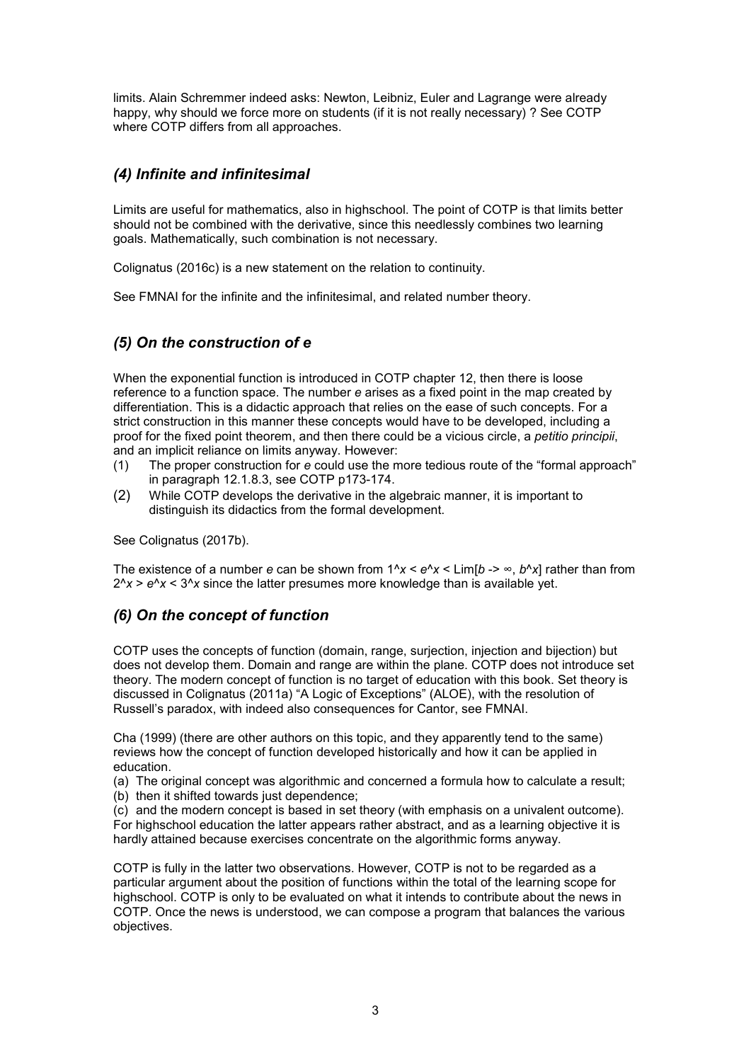limits. Alain Schremmer indeed asks: Newton, Leibniz, Euler and Lagrange were already happy, why should we force more on students (if it is not really necessary) ? See COTP where COTP differs from all approaches.

## *(4) Infinite and infinitesimal*

Limits are useful for mathematics, also in highschool. The point of COTP is that limits better should not be combined with the derivative, since this needlessly combines two learning goals. Mathematically, such combination is not necessary.

Colignatus (2016c) is a new statement on the relation to continuity.

See FMNAI for the infinite and the infinitesimal, and related number theory.

## *(5) On the construction of e*

When the exponential function is introduced in COTP chapter 12, then there is loose reference to a function space. The number *e* arises as a fixed point in the map created by differentiation. This is a didactic approach that relies on the ease of such concepts. For a strict construction in this manner these concepts would have to be developed, including a proof for the fixed point theorem, and then there could be a vicious circle, a *petitio principii*, and an implicit reliance on limits anyway. However:

(1) The proper construction for *e* could use the more tedious route of the "formal approach" in paragraph 12.1.8.3, see COTP p173-174.
(2) While COTP develops the derivative in the algebraic manner, it is important to distinguish its didactics from the formal development.

See Colignatus (2017b).

The existence of a number *e* can be shown from $1^x < e^x <$ Lim[$b \to \infty$, $b^x$] rather than from $2^x > e^x < 3^x$ since the latter presumes more knowledge than is available yet.

## *(6) On the concept of function*

COTP uses the concepts of function (domain, range, surjection, injection and bijection) but does not develop them. Domain and range are within the plane. COTP does not introduce set theory. The modern concept of function is no target of education with this book. Set theory is discussed in Colignatus (2011a) "A Logic of Exceptions" (ALOE), with the resolution of Russell's paradox, with indeed also consequences for Cantor, see FMNAI.

Cha (1999) (there are other authors on this topic, and they apparently tend to the same) reviews how the concept of function developed historically and how it can be applied in education.

(a) The original concept was algorithmic and concerned a formula how to calculate a result;
(b) then it shifted towards just dependence;
(c) and the modern concept is based in set theory (with emphasis on a univalent outcome).

For highschool education the latter appears rather abstract, and as a learning objective it is hardly attained because exercises concentrate on the algorithmic forms anyway.

COTP is fully in the latter two observations. However, COTP is not to be regarded as a particular argument about the position of functions within the total of the learning scope for highschool. COTP is only to be evaluated on what it intends to contribute about the news in COTP. Once the news is understood, we can compose a program that balances the various objectives.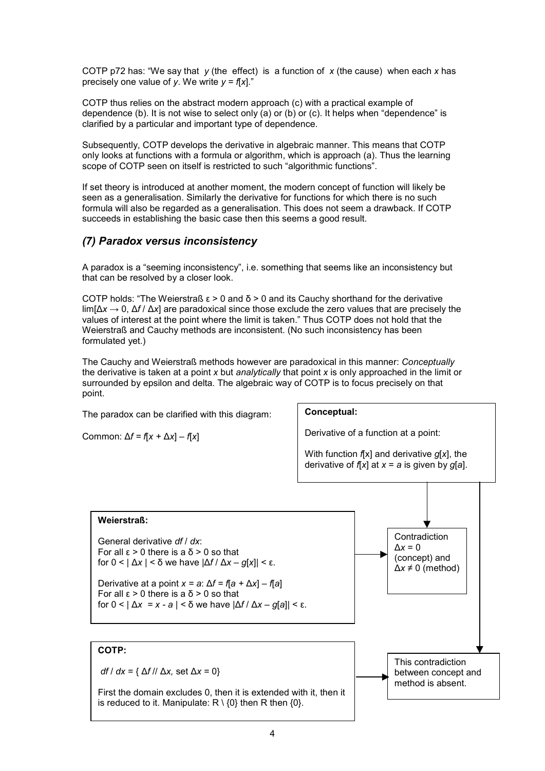COTP p72 has: "We say that $y$ (the effect) is a function of $x$ (the cause) when each $x$ has precisely one value of $y$. We write $y = f[x]$."

COTP thus relies on the abstract modern approach (c) with a practical example of dependence (b). It is not wise to select only (a) or (b) or (c). It helps when "dependence" is clarified by a particular and important type of dependence.

Subsequently, COTP develops the derivative in algebraic manner. This means that COTP only looks at functions with a formula or algorithm, which is approach (a). Thus the learning scope of COTP seen on itself is restricted to such "algorithmic functions".

If set theory is introduced at another moment, the modern concept of function will likely be seen as a generalisation. Similarly the derivative for functions for which there is no such formula will also be regarded as a generalisation. This does not seem a drawback. If COTP succeeds in establishing the basic case then this seems a good result.

## *(7) Paradox versus inconsistency*

A paradox is a "seeming inconsistency", i.e. something that seems like an inconsistency but that can be resolved by a closer look.

COTP holds: "The Weierstraß $\varepsilon > 0$ and $\delta > 0$ and its Cauchy shorthand for the derivative $\lim[\Delta x \to 0, \Delta f / \Delta x]$ are paradoxical since those exclude the zero values that are precisely the values of interest at the point where the limit is taken." Thus COTP does not hold that the Weierstraß and Cauchy methods are inconsistent. (No such inconsistency has been formulated yet.)

The Cauchy and Weierstraß methods however are paradoxical in this manner: *Conceptually* the derivative is taken at a point $x$ but *analytically* that point $x$ is only approached in the limit or surrounded by epsilon and delta. The algebraic way of COTP is to focus precisely on that point.

The paradox can be clarified with this diagram:

Common: $\Delta f = f[x + \Delta x] - f[x]$

**Conceptual:**

Derivative of a function at a point:

With function $f[x]$ and derivative $g[x]$, the derivative of $f[x]$ at $x = a$ is given by $g[a]$.

**Weierstraß:**

General derivative $df / dx$:
For all $\varepsilon > 0$ there is a $\delta > 0$ so that
for $0 < |\Delta x| < \delta$ we have $|\Delta f / \Delta x - g[x]| < \varepsilon$.

Derivative at a point $x = a$: $\Delta f = f[a + \Delta x] - f[a]$
For all $\varepsilon > 0$ there is a $\delta > 0$ so that
for $0 < |\Delta x = x - a| < \delta$ we have $|\Delta f / \Delta x - g[a]| < \varepsilon$.

→ Contradiction $\Delta x = 0$ (concept) and $\Delta x \neq 0$ (method)

**COTP:**

$df / dx = \{ \Delta f // \Delta x, \text{ set } \Delta x = 0\}$

First the domain excludes 0, then it is extended with it, then it is reduced to it. Manipulate: $R \setminus \{0\}$ then $R$ then $\{0\}$.

→ This contradiction between concept and method is absent.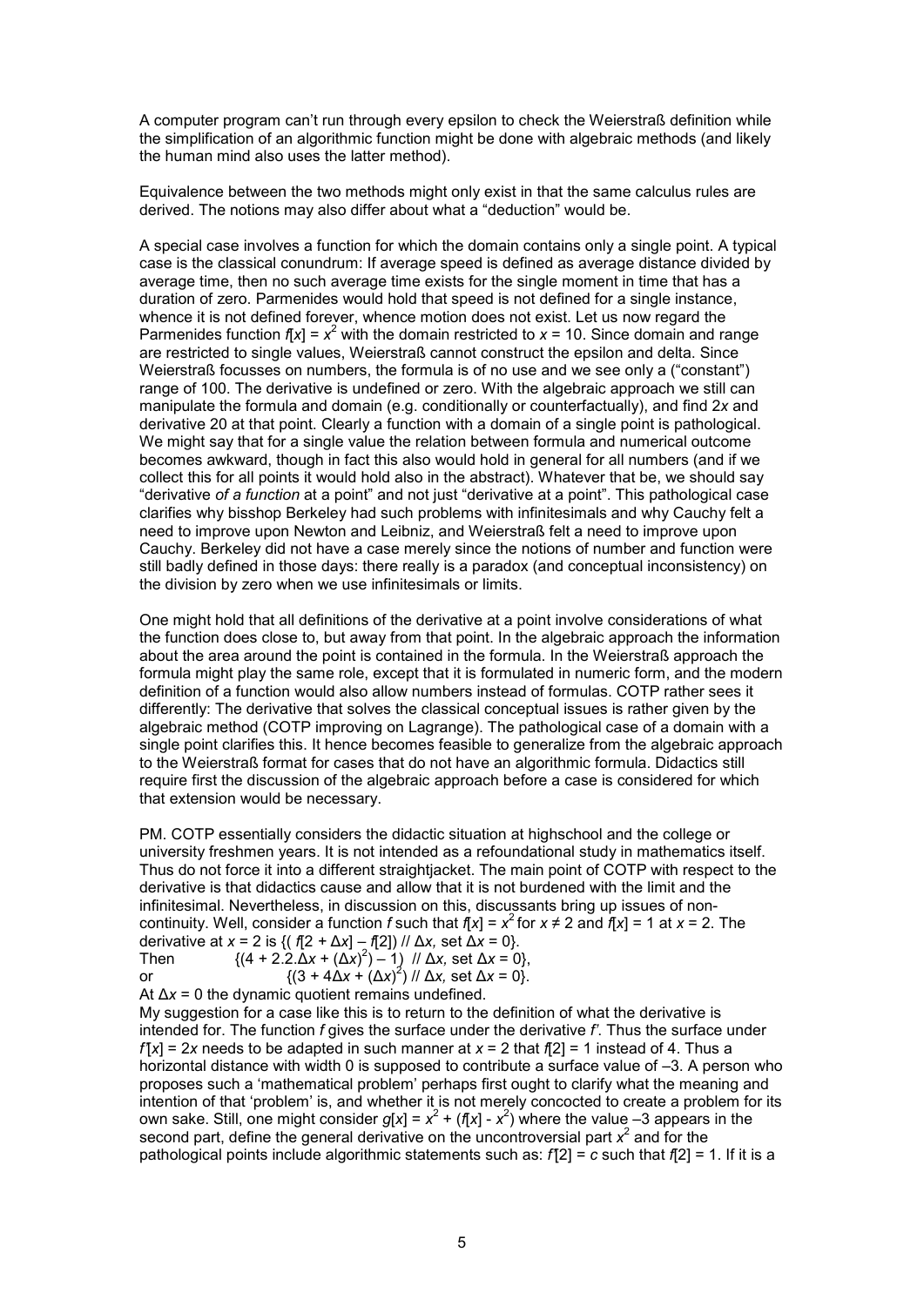A computer program can't run through every epsilon to check the Weierstraß definition while the simplification of an algorithmic function might be done with algebraic methods (and likely the human mind also uses the latter method).

Equivalence between the two methods might only exist in that the same calculus rules are derived. The notions may also differ about what a "deduction" would be.

A special case involves a function for which the domain contains only a single point. A typical case is the classical conundrum: If average speed is defined as average distance divided by average time, then no such average time exists for the single moment in time that has a duration of zero. Parmenides would hold that speed is not defined for a single instance, whence it is not defined forever, whence motion does not exist. Let us now regard the Parmenides function $f[x] = x^2$ with the domain restricted to $x = 10$. Since domain and range are restricted to single values, Weierstraß cannot construct the epsilon and delta. Since Weierstraß focusses on numbers, the formula is of no use and we see only a ("constant") range of 100. The derivative is undefined or zero. With the algebraic approach we still can manipulate the formula and domain (e.g. conditionally or counterfactually), and find $2x$ and derivative 20 at that point. Clearly a function with a domain of a single point is pathological. We might say that for a single value the relation between formula and numerical outcome becomes awkward, though in fact this also would hold in general for all numbers (and if we collect this for all points it would hold also in the abstract). Whatever that be, we should say "derivative *of a function* at a point" and not just "derivative at a point". This pathological case clarifies why bisshop Berkeley had such problems with infinitesimals and why Cauchy felt a need to improve upon Newton and Leibniz, and Weierstraß felt a need to improve upon Cauchy. Berkeley did not have a case merely since the notions of number and function were still badly defined in those days: there really is a paradox (and conceptual inconsistency) on the division by zero when we use infinitesimals or limits.

One might hold that all definitions of the derivative at a point involve considerations of what the function does close to, but away from that point. In the algebraic approach the information about the area around the point is contained in the formula. In the Weierstraß approach the formula might play the same role, except that it is formulated in numeric form, and the modern definition of a function would also allow numbers instead of formulas. COTP rather sees it differently: The derivative that solves the classical conceptual issues is rather given by the algebraic method (COTP improving on Lagrange). The pathological case of a domain with a single point clarifies this. It hence becomes feasible to generalize from the algebraic approach to the Weierstraß format for cases that do not have an algorithmic formula. Didactics still require first the discussion of the algebraic approach before a case is considered for which that extension would be necessary.

PM. COTP essentially considers the didactic situation at highschool and the college or university freshmen years. It is not intended as a refoundational study in mathematics itself. Thus do not force it into a different straightjacket. The main point of COTP with respect to the derivative is that didactics cause and allow that it is not burdened with the limit and the infinitesimal. Nevertheless, in discussion on this, discussants bring up issues of non-continuity. Well, consider a function $f$ such that $f[x] = x^2$ for $x \neq 2$ and $f[x] = 1$ at $x = 2$. The derivative at $x = 2$ is $\{( f[2 + \Delta x] - f[2]) \,//\, \Delta x$, set $\Delta x = 0\}$.

Then $\{(4 + 2.2.\Delta x + (\Delta x)^2) - 1) \,//\, \Delta x$, set $\Delta x = 0\}$,

or $\{(3 + 4\Delta x + (\Delta x)^2) \,//\, \Delta x$, set $\Delta x = 0\}$.

At $\Delta x = 0$ the dynamic quotient remains undefined.

My suggestion for a case like this is to return to the definition of what the derivative is intended for. The function $f$ gives the surface under the derivative $f'$. Thus the surface under $f'[x] = 2x$ needs to be adapted in such manner at $x = 2$ that $f[2] = 1$ instead of 4. Thus a horizontal distance with width 0 is supposed to contribute a surface value of –3. A person who proposes such a 'mathematical problem' perhaps first ought to clarify what the meaning and intention of that 'problem' is, and whether it is not merely concocted to create a problem for its own sake. Still, one might consider $g[x] = x^2 + (f[x] - x^2)$ where the value –3 appears in the second part, define the general derivative on the uncontroversial part $x^2$ and for the pathological points include algorithmic statements such as: $f'[2] = c$ such that $f[2] = 1$. If it is a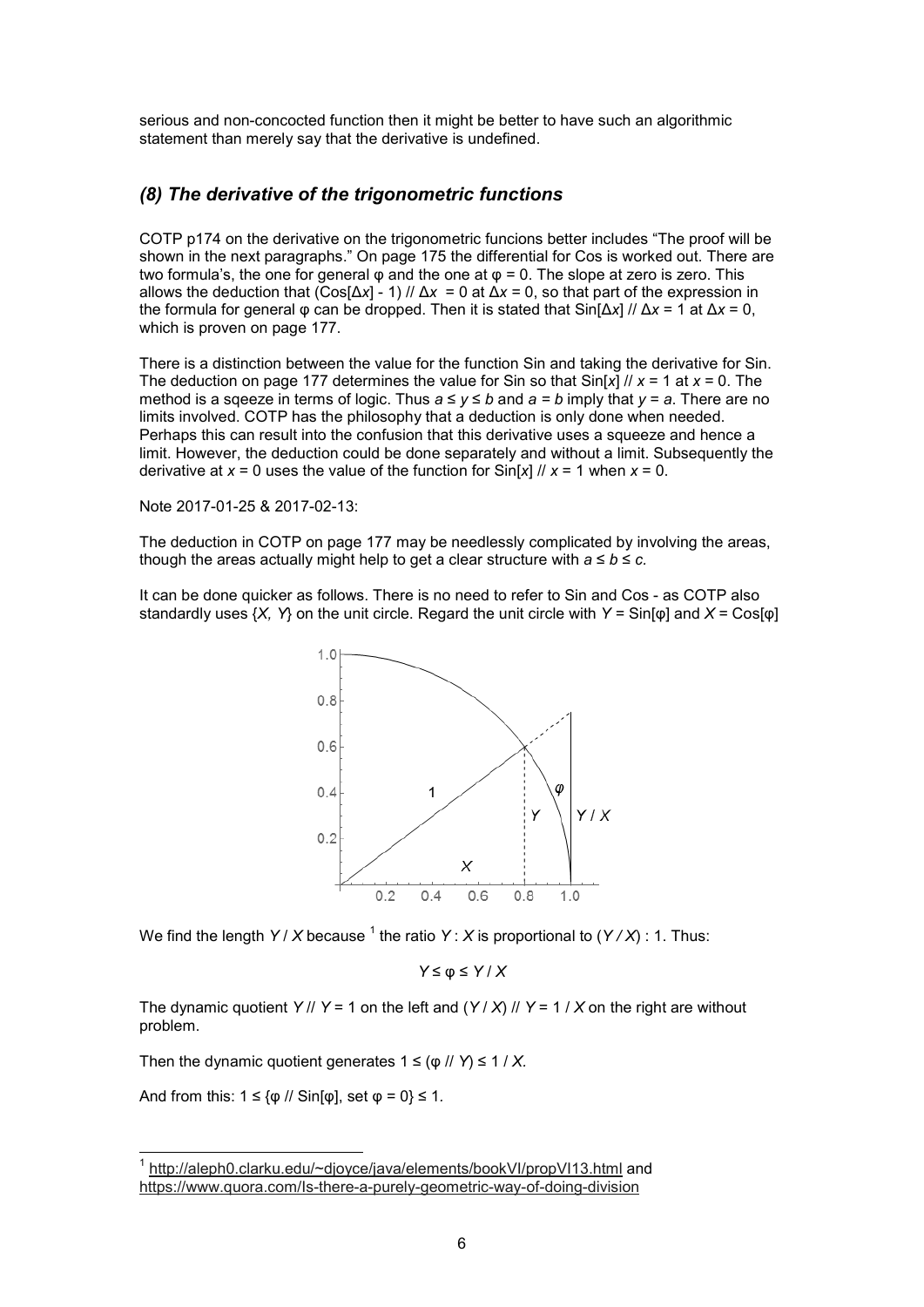serious and non-concocted function then it might be better to have such an algorithmic statement than merely say that the derivative is undefined.

### *(8) The derivative of the trigonometric functions*

COTP p174 on the derivative on the trigonometric funcions better includes "The proof will be shown in the next paragraphs." On page 175 the differential for Cos is worked out. There are two formula's, the one for general φ and the one at φ = 0. The slope at zero is zero. This allows the deduction that (Cos[$\Delta x$] - 1) // $\Delta x$ = 0 at $\Delta x$ = 0, so that part of the expression in the formula for general φ can be dropped. Then it is stated that Sin[$\Delta x$] // $\Delta x$ = 1 at $\Delta x$ = 0, which is proven on page 177.

There is a distinction between the value for the function Sin and taking the derivative for Sin. The deduction on page 177 determines the value for Sin so that Sin[$x$] // $x$ = 1 at $x$ = 0. The method is a sqeeze in terms of logic. Thus $a \leq y \leq b$ and $a = b$ imply that $y = a$. There are no limits involved. COTP has the philosophy that a deduction is only done when needed. Perhaps this can result into the confusion that this derivative uses a squeeze and hence a limit. However, the deduction could be done separately and without a limit. Subsequently the derivative at $x$ = 0 uses the value of the function for Sin[$x$] // $x$ = 1 when $x$ = 0.

Note 2017-01-25 & 2017-02-13:

The deduction in COTP on page 177 may be needlessly complicated by involving the areas, though the areas actually might help to get a clear structure with $a \leq b \leq c$.

It can be done quicker as follows. There is no need to refer to Sin and Cos - as COTP also standardly uses {$X$, $Y$} on the unit circle. Regard the unit circle with $Y$ = Sin[φ] and $X$ = Cos[φ]

We find the length $Y / X$ because [1] the ratio $Y : X$ is proportional to $(Y / X) : 1$. Thus:

$$Y \leq \varphi \leq Y / X$$

The dynamic quotient $Y$ // $Y$ = 1 on the left and ($Y / X$) // $Y$ = 1 / $X$ on the right are without problem.

Then the dynamic quotient generates 1 ≤ (φ // $Y$) ≤ 1 / $X$.

And from this: 1 ≤ {φ // Sin[φ], set φ = 0} ≤ 1.

[1] http://aleph0.clarku.edu/~djoyce/java/elements/bookVI/propVI13.html and https://www.quora.com/Is-there-a-purely-geometric-way-of-doing-division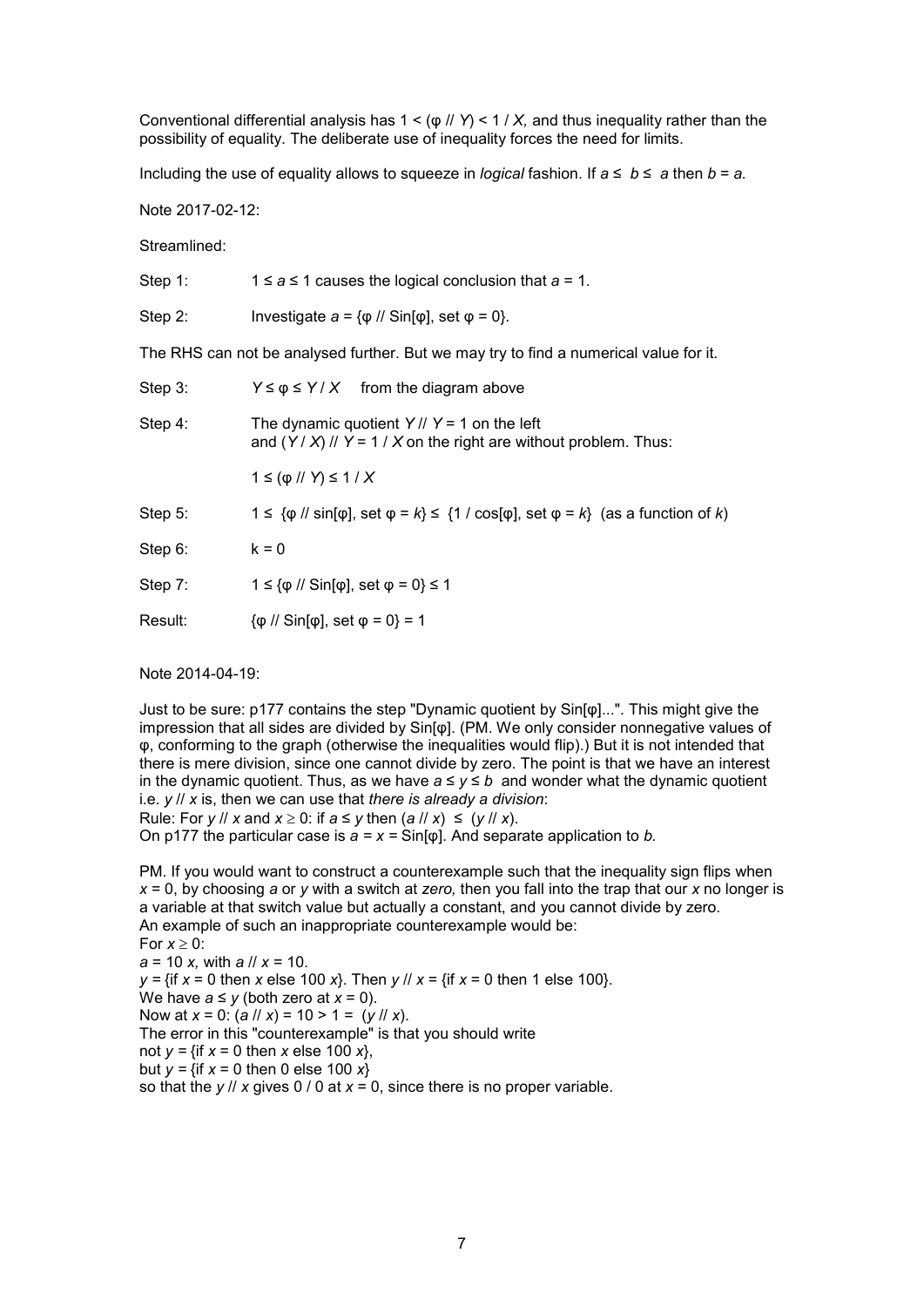Conventional differential analysis has $1 < (\varphi \mathbin{//} Y) < 1 / X$, and thus inequality rather than the possibility of equality. The deliberate use of inequality forces the need for limits.

Including the use of equality allows to squeeze in *logical* fashion. If $a \leq b \leq a$ then $b = a$.

Note 2017-02-12:

Streamlined:

Step 1: $1 \leq a \leq 1$ causes the logical conclusion that $a = 1$.

Step 2: Investigate $a = \{\varphi \mathbin{//} \text{Sin}[\varphi], \text{set } \varphi = 0\}$.

The RHS can not be analysed further. But we may try to find a numerical value for it.

Step 3: $Y \leq \varphi \leq Y / X$ from the diagram above

Step 4: The dynamic quotient $Y \mathbin{//} Y = 1$ on the left and $(Y / X) \mathbin{//} Y = 1 / X$ on the right are without problem. Thus:

$1 \leq (\varphi \mathbin{//} Y) \leq 1 / X$

Step 5: $1 \leq \{\varphi \mathbin{//} \sin[\varphi], \text{set } \varphi = k\} \leq \{1 / \cos[\varphi], \text{set } \varphi = k\}$ (as a function of $k$)

Step 6: $k = 0$

Step 7: $1 \leq \{\varphi \mathbin{//} \text{Sin}[\varphi], \text{set } \varphi = 0\} \leq 1$

Result: $\{\varphi \mathbin{//} \text{Sin}[\varphi], \text{set } \varphi = 0\} = 1$

Note 2014-04-19:

Just to be sure: p177 contains the step "Dynamic quotient by Sin[φ]...". This might give the impression that all sides are divided by Sin[φ]. (PM. We only consider nonnegative values of φ, conforming to the graph (otherwise the inequalities would flip).) But it is not intended that there is mere division, since one cannot divide by zero. The point is that we have an interest in the dynamic quotient. Thus, as we have $a \leq y \leq b$ and wonder what the dynamic quotient i.e. $y \mathbin{//} x$ is, then we can use that *there is already a division*:
Rule: For $y \mathbin{//} x$ and $x \geq 0$: if $a \leq y$ then $(a \mathbin{//} x) \leq (y \mathbin{//} x)$.
On p177 the particular case is $a = x = \text{Sin}[\varphi]$. And separate application to $b$.

PM. If you would want to construct a counterexample such that the inequality sign flips when $x = 0$, by choosing $a$ or $y$ with a switch at *zero,* then you fall into the trap that our $x$ no longer is a variable at that switch value but actually a constant, and you cannot divide by zero.
An example of such an inappropriate counterexample would be:
For $x \geq 0$:
$a = 10\, x$, with $a \mathbin{//} x = 10$.
$y = \{\text{if } x = 0 \text{ then } x \text{ else } 100\, x\}$. Then $y \mathbin{//} x = \{\text{if } x = 0 \text{ then } 1 \text{ else } 100\}$.
We have $a \leq y$ (both zero at $x = 0$).
Now at $x = 0$: $(a \mathbin{//} x) = 10 > 1 = (y \mathbin{//} x)$.
The error in this "counterexample" is that you should write
not $y = \{\text{if } x = 0 \text{ then } x \text{ else } 100\, x\}$,
but $y = \{\text{if } x = 0 \text{ then } 0 \text{ else } 100\, x\}$
so that the $y \mathbin{//} x$ gives $0 / 0$ at $x = 0$, since there is no proper variable.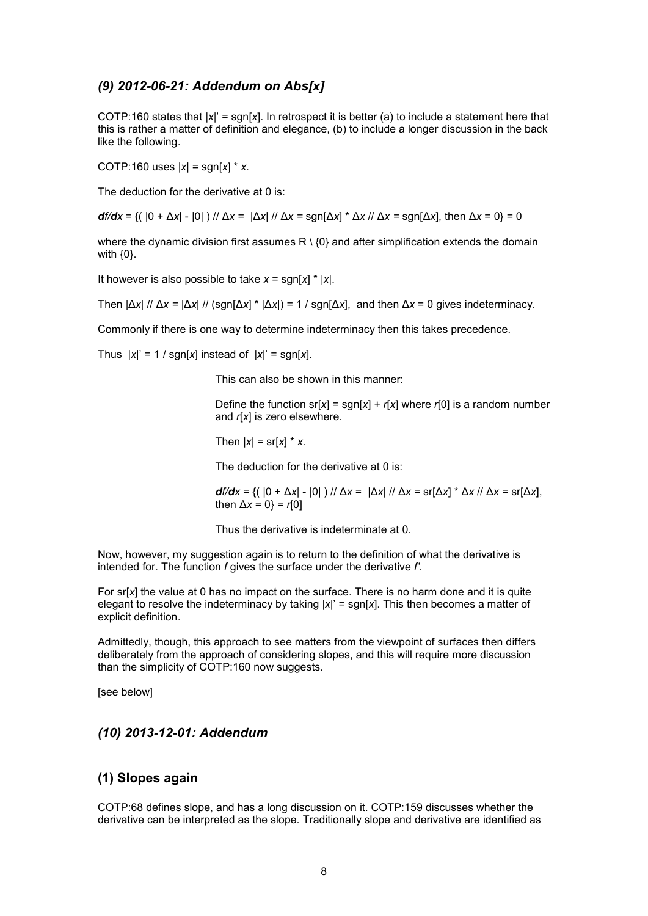## *(9) 2012-06-21: Addendum on Abs[x]*

COTP:160 states that $|x|' = \text{sgn}[x]$. In retrospect it is better (a) to include a statement here that this is rather a matter of definition and elegance, (b) to include a longer discussion in the back like the following.

COTP:160 uses $|x| = \text{sgn}[x] * x$.

The deduction for the derivative at 0 is:

$\boldsymbol{df/dx} = \{ ( |0 + \Delta x| - |0| ) // \Delta x = |\Delta x| // \Delta x = \text{sgn}[\Delta x] * \Delta x // \Delta x = \text{sgn}[\Delta x], \text{ then } \Delta x = 0\} = 0$

where the dynamic division first assumes $R \setminus \{0\}$ and after simplification extends the domain with $\{0\}$.

It however is also possible to take $x = \text{sgn}[x] * |x|$.

Then $|\Delta x| // \Delta x = |\Delta x| // (\text{sgn}[\Delta x] * |\Delta x|) = 1 / \text{sgn}[\Delta x]$, and then $\Delta x = 0$ gives indeterminacy.

Commonly if there is one way to determine indeterminacy then this takes precedence.

Thus $|x|' = 1 / \text{sgn}[x]$ instead of $|x|' = \text{sgn}[x]$.

> This can also be shown in this manner:
>
> Define the function $\text{sr}[x] = \text{sgn}[x] + r[x]$ where $r[0]$ is a random number and $r[x]$ is zero elsewhere.
>
> Then $|x| = \text{sr}[x] * x$.
>
> The deduction for the derivative at 0 is:
>
> $\boldsymbol{df/dx} = \{ ( |0 + \Delta x| - |0| ) // \Delta x = |\Delta x| // \Delta x = \text{sr}[\Delta x] * \Delta x // \Delta x = \text{sr}[\Delta x], \text{ then } \Delta x = 0\} = r[0]$
>
> Thus the derivative is indeterminate at 0.

Now, however, my suggestion again is to return to the definition of what the derivative is intended for. The function $f$ gives the surface under the derivative $f'$.

For $\text{sr}[x]$ the value at 0 has no impact on the surface. There is no harm done and it is quite elegant to resolve the indeterminacy by taking $|x|' = \text{sgn}[x]$. This then becomes a matter of explicit definition.

Admittedly, though, this approach to see matters from the viewpoint of surfaces then differs deliberately from the approach of considering slopes, and this will require more discussion than the simplicity of COTP:160 now suggests.

[see below]

## *(10) 2013-12-01: Addendum*

## (1) Slopes again

COTP:68 defines slope, and has a long discussion on it. COTP:159 discusses whether the derivative can be interpreted as the slope. Traditionally slope and derivative are identified as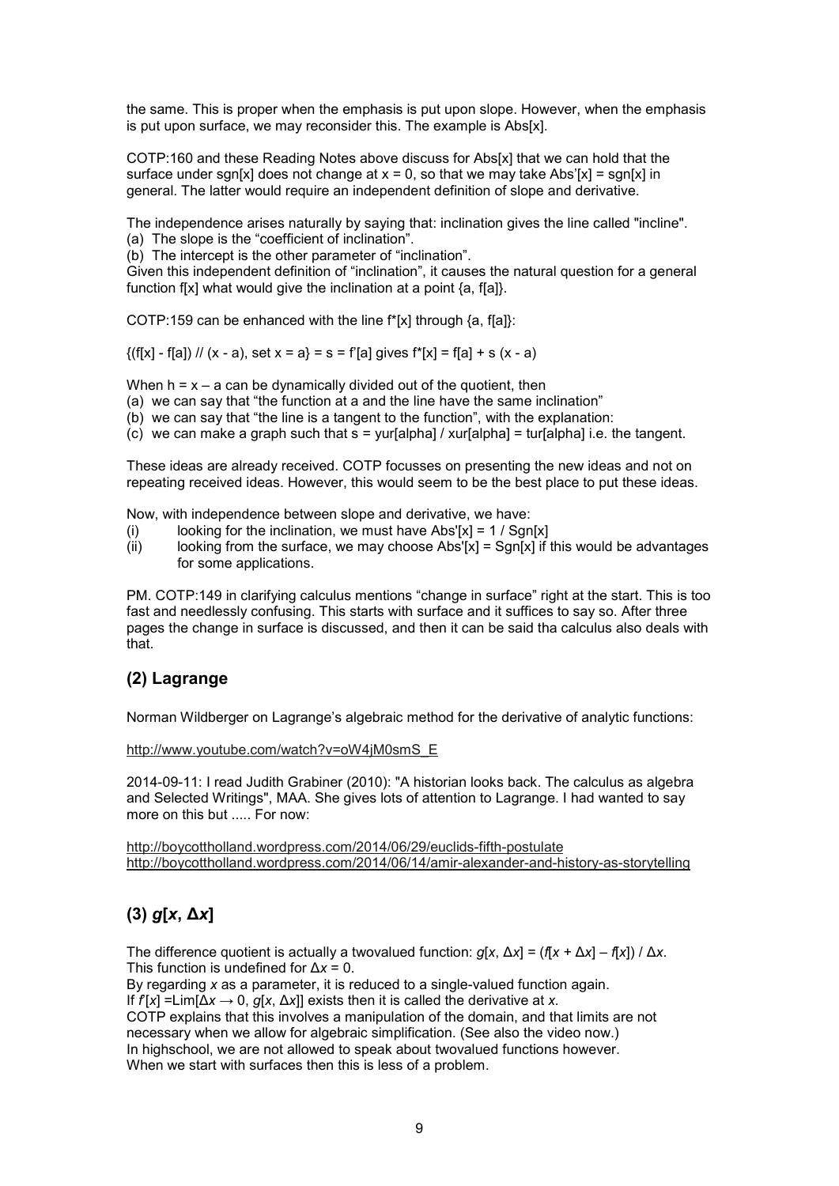the same. This is proper when the emphasis is put upon slope. However, when the emphasis is put upon surface, we may reconsider this. The example is Abs[x].

COTP:160 and these Reading Notes above discuss for Abs[x] that we can hold that the surface under sgn[x] does not change at x = 0, so that we may take Abs'[x] = sgn[x] in general. The latter would require an independent definition of slope and derivative.

The independence arises naturally by saying that: inclination gives the line called "incline".

(a) The slope is the "coefficient of inclination".
(b) The intercept is the other parameter of "inclination".

Given this independent definition of "inclination", it causes the natural question for a general function f[x] what would give the inclination at a point {a, f[a]}.

COTP:159 can be enhanced with the line f*[x] through {a, f[a]}:

{(f[x] - f[a]) // (x - a), set x = a} = s = f'[a] gives f*[x] = f[a] + s (x - a)

When h = x – a can be dynamically divided out of the quotient, then

(a) we can say that "the function at a and the line have the same inclination"
(b) we can say that "the line is a tangent to the function", with the explanation:
(c) we can make a graph such that s = yur[alpha] / xur[alpha] = tur[alpha] i.e. the tangent.

These ideas are already received. COTP focusses on presenting the new ideas and not on repeating received ideas. However, this would seem to be the best place to put these ideas.

Now, with independence between slope and derivative, we have:

(i) looking for the inclination, we must have Abs'[x] = 1 / Sgn[x]
(ii) looking from the surface, we may choose Abs'[x] = Sgn[x] if this would be advantages for some applications.

PM. COTP:149 in clarifying calculus mentions "change in surface" right at the start. This is too fast and needlessly confusing. This starts with surface and it suffices to say so. After three pages the change in surface is discussed, and then it can be said tha calculus also deals with that.

## (2) Lagrange

Norman Wildberger on Lagrange's algebraic method for the derivative of analytic functions:

http://www.youtube.com/watch?v=oW4jM0smS_E

2014-09-11: I read Judith Grabiner (2010): "A historian looks back. The calculus as algebra and Selected Writings", MAA. She gives lots of attention to Lagrange. I had wanted to say more on this but ..... For now:

http://boycottholland.wordpress.com/2014/06/29/euclids-fifth-postulate
http://boycottholland.wordpress.com/2014/06/14/amir-alexander-and-history-as-storytelling

## (3) $g[x, \Delta x]$

The difference quotient is actually a twovalued function: $g[x, \Delta x] = (f[x + \Delta x] - f[x]) / \Delta x$.
This function is undefined for $\Delta x = 0$.
By regarding $x$ as a parameter, it is reduced to a single-valued function again.
If $f'[x] = \text{Lim}[\Delta x \to 0, g[x, \Delta x]]$ exists then it is called the derivative at $x$.
COTP explains that this involves a manipulation of the domain, and that limits are not necessary when we allow for algebraic simplification. (See also the video now.)
In highschool, we are not allowed to speak about twovalued functions however.
When we start with surfaces then this is less of a problem.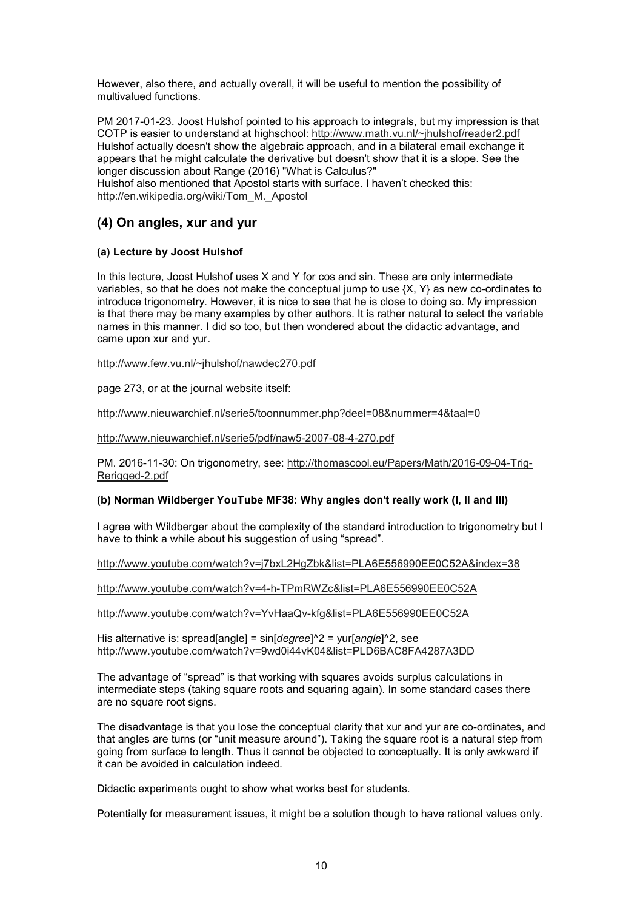However, also there, and actually overall, it will be useful to mention the possibility of multivalued functions.

PM 2017-01-23. Joost Hulshof pointed to his approach to integrals, but my impression is that COTP is easier to understand at highschool: http://www.math.vu.nl/~jhulshof/reader2.pdf
Hulshof actually doesn't show the algebraic approach, and in a bilateral email exchange it appears that he might calculate the derivative but doesn't show that it is a slope. See the longer discussion about Range (2016) "What is Calculus?"
Hulshof also mentioned that Apostol starts with surface. I haven't checked this: http://en.wikipedia.org/wiki/Tom_M._Apostol

## (4) On angles, xur and yur

### (a) Lecture by Joost Hulshof

In this lecture, Joost Hulshof uses X and Y for cos and sin. These are only intermediate variables, so that he does not make the conceptual jump to use {X, Y} as new co-ordinates to introduce trigonometry. However, it is nice to see that he is close to doing so. My impression is that there may be many examples by other authors. It is rather natural to select the variable names in this manner. I did so too, but then wondered about the didactic advantage, and came upon xur and yur.

http://www.few.vu.nl/~jhulshof/nawdec270.pdf

page 273, or at the journal website itself:

http://www.nieuwarchief.nl/serie5/toonnummer.php?deel=08&nummer=4&taal=0

http://www.nieuwarchief.nl/serie5/pdf/naw5-2007-08-4-270.pdf

PM. 2016-11-30: On trigonometry, see: http://thomascool.eu/Papers/Math/2016-09-04-Trig-Rerigged-2.pdf

### (b) Norman Wildberger YouTube MF38: Why angles don't really work (I, II and III)

I agree with Wildberger about the complexity of the standard introduction to trigonometry but I have to think a while about his suggestion of using "spread".

http://www.youtube.com/watch?v=j7bxL2HgZbk&list=PLA6E556990EE0C52A&index=38

http://www.youtube.com/watch?v=4-h-TPmRWZc&list=PLA6E556990EE0C52A

http://www.youtube.com/watch?v=YvHaaQv-kfg&list=PLA6E556990EE0C52A

His alternative is: spread[angle] = sin[*degree*]^2 = yur[*angle*]^2, see http://www.youtube.com/watch?v=9wd0i44vK04&list=PLD6BAC8FA4287A3DD

The advantage of "spread" is that working with squares avoids surplus calculations in intermediate steps (taking square roots and squaring again). In some standard cases there are no square root signs.

The disadvantage is that you lose the conceptual clarity that xur and yur are co-ordinates, and that angles are turns (or "unit measure around"). Taking the square root is a natural step from going from surface to length. Thus it cannot be objected to conceptually. It is only awkward if it can be avoided in calculation indeed.

Didactic experiments ought to show what works best for students.

Potentially for measurement issues, it might be a solution though to have rational values only.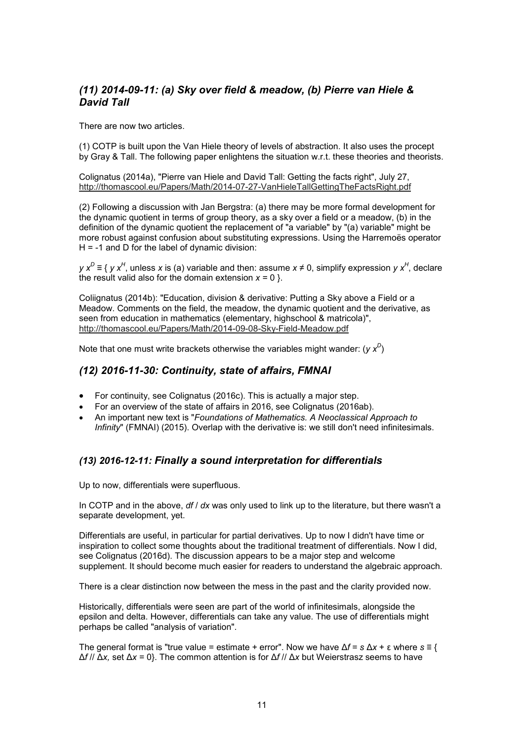### *(11) 2014-09-11: (a) Sky over field & meadow, (b) Pierre van Hiele & David Tall*

There are now two articles.

(1) COTP is built upon the Van Hiele theory of levels of abstraction. It also uses the procept by Gray & Tall. The following paper enlightens the situation w.r.t. these theories and theorists.

Colignatus (2014a), "Pierre van Hiele and David Tall: Getting the facts right", July 27, http://thomascool.eu/Papers/Math/2014-07-27-VanHieleTallGettingTheFactsRight.pdf

(2) Following a discussion with Jan Bergstra: (a) there may be more formal development for the dynamic quotient in terms of group theory, as a sky over a field or a meadow, (b) in the definition of the dynamic quotient the replacement of "a variable" by "(a) variable" might be more robust against confusion about substituting expressions. Using the Harremoës operator H = -1 and D for the label of dynamic division:

$y\, x^D \equiv \{\, y\, x^H$, unless $x$ is (a) variable and then: assume $x \neq 0$, simplify expression $y\, x^H$, declare the result valid also for the domain extension $x = 0$ }.

Coliignatus (2014b): "Education, division & derivative: Putting a Sky above a Field or a Meadow. Comments on the field, the meadow, the dynamic quotient and the derivative, as seen from education in mathematics (elementary, highschool & matricola)", http://thomascool.eu/Papers/Math/2014-09-08-Sky-Field-Meadow.pdf

Note that one must write brackets otherwise the variables might wander: ($y\, x^D$)

### *(12) 2016-11-30: Continuity, state of affairs, FMNAI*

- For continuity, see Colignatus (2016c). This is actually a major step.
- For an overview of the state of affairs in 2016, see Colignatus (2016ab).
- An important new text is "*Foundations of Mathematics. A Neoclassical Approach to Infinity*" (FMNAI) (2015). Overlap with the derivative is: we still don't need infinitesimals.

### *(13) 2016-12-11: Finally a sound interpretation for differentials*

Up to now, differentials were superfluous.

In COTP and in the above, $df$ / $dx$ was only used to link up to the literature, but there wasn't a separate development, yet.

Differentials are useful, in particular for partial derivatives. Up to now I didn't have time or inspiration to collect some thoughts about the traditional treatment of differentials. Now I did, see Colignatus (2016d). The discussion appears to be a major step and welcome supplement. It should become much easier for readers to understand the algebraic approach.

There is a clear distinction now between the mess in the past and the clarity provided now.

Historically, differentials were seen are part of the world of infinitesimals, alongside the epsilon and delta. However, differentials can take any value. The use of differentials might perhaps be called "analysis of variation".

The general format is "true value = estimate + error". Now we have $\Delta f = s\, \Delta x + \varepsilon$ where $s \equiv \{\, \Delta f\, //\, \Delta x$, set $\Delta x = 0\}$. The common attention is for $\Delta f\, //\, \Delta x$ but Weierstrasz seems to have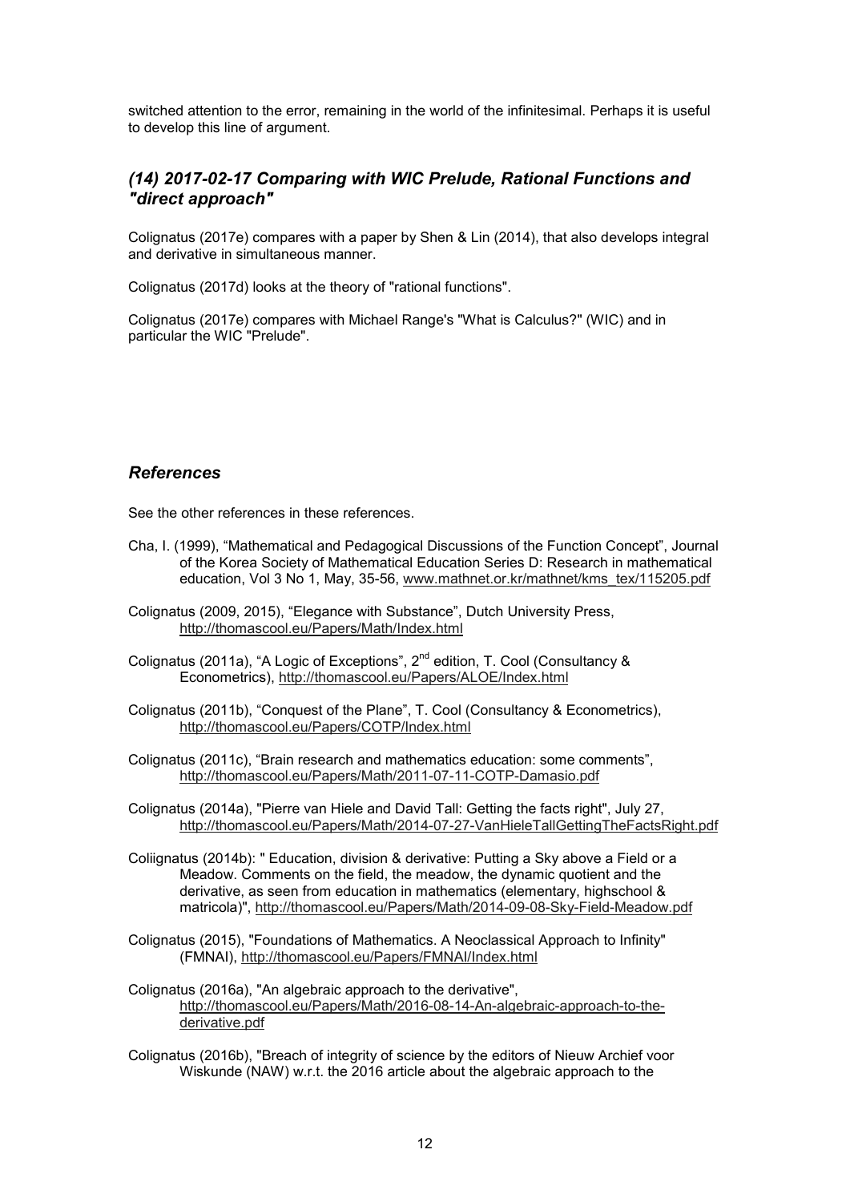switched attention to the error, remaining in the world of the infinitesimal. Perhaps it is useful to develop this line of argument.

## *(14) 2017-02-17 Comparing with WIC Prelude, Rational Functions and "direct approach"*

Colignatus (2017e) compares with a paper by Shen & Lin (2014), that also develops integral and derivative in simultaneous manner.

Colignatus (2017d) looks at the theory of "rational functions".

Colignatus (2017e) compares with Michael Range's "What is Calculus?" (WIC) and in particular the WIC "Prelude".

## *References*

See the other references in these references.

Cha, I. (1999), "Mathematical and Pedagogical Discussions of the Function Concept", Journal of the Korea Society of Mathematical Education Series D: Research in mathematical education, Vol 3 No 1, May, 35-56, www.mathnet.or.kr/mathnet/kms_tex/115205.pdf

Colignatus (2009, 2015), "Elegance with Substance", Dutch University Press, http://thomascool.eu/Papers/Math/Index.html

Colignatus (2011a), "A Logic of Exceptions", 2nd edition, T. Cool (Consultancy & Econometrics), http://thomascool.eu/Papers/ALOE/Index.html

Colignatus (2011b), "Conquest of the Plane", T. Cool (Consultancy & Econometrics), http://thomascool.eu/Papers/COTP/Index.html

Colignatus (2011c), "Brain research and mathematics education: some comments", http://thomascool.eu/Papers/Math/2011-07-11-COTP-Damasio.pdf

Colignatus (2014a), "Pierre van Hiele and David Tall: Getting the facts right", July 27, http://thomascool.eu/Papers/Math/2014-07-27-VanHieleTallGettingTheFactsRight.pdf

Coliignatus (2014b): " Education, division & derivative: Putting a Sky above a Field or a Meadow. Comments on the field, the meadow, the dynamic quotient and the derivative, as seen from education in mathematics (elementary, highschool & matricola)", http://thomascool.eu/Papers/Math/2014-09-08-Sky-Field-Meadow.pdf

Colignatus (2015), "Foundations of Mathematics. A Neoclassical Approach to Infinity" (FMNAI), http://thomascool.eu/Papers/FMNAI/Index.html

Colignatus (2016a), "An algebraic approach to the derivative", http://thomascool.eu/Papers/Math/2016-08-14-An-algebraic-approach-to-the-derivative.pdf

Colignatus (2016b), "Breach of integrity of science by the editors of Nieuw Archief voor Wiskunde (NAW) w.r.t. the 2016 article about the algebraic approach to the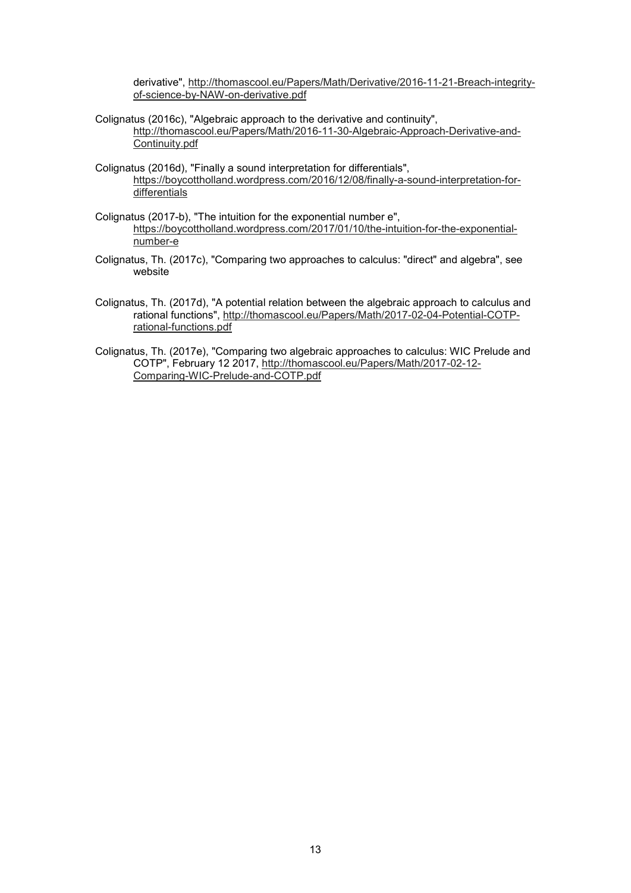derivative", http://thomascool.eu/Papers/Math/Derivative/2016-11-21-Breach-integrity-of-science-by-NAW-on-derivative.pdf

Colignatus (2016c), "Algebraic approach to the derivative and continuity", http://thomascool.eu/Papers/Math/2016-11-30-Algebraic-Approach-Derivative-and-Continuity.pdf

Colignatus (2016d), "Finally a sound interpretation for differentials", https://boycottholland.wordpress.com/2016/12/08/finally-a-sound-interpretation-for-differentials

Colignatus (2017-b), "The intuition for the exponential number e", https://boycottholland.wordpress.com/2017/01/10/the-intuition-for-the-exponential-number-e

Colignatus, Th. (2017c), "Comparing two approaches to calculus: "direct" and algebra", see website

Colignatus, Th. (2017d), "A potential relation between the algebraic approach to calculus and rational functions", http://thomascool.eu/Papers/Math/2017-02-04-Potential-COTP-rational-functions.pdf

Colignatus, Th. (2017e), "Comparing two algebraic approaches to calculus: WIC Prelude and COTP", February 12 2017, http://thomascool.eu/Papers/Math/2017-02-12-Comparing-WIC-Prelude-and-COTP.pdf